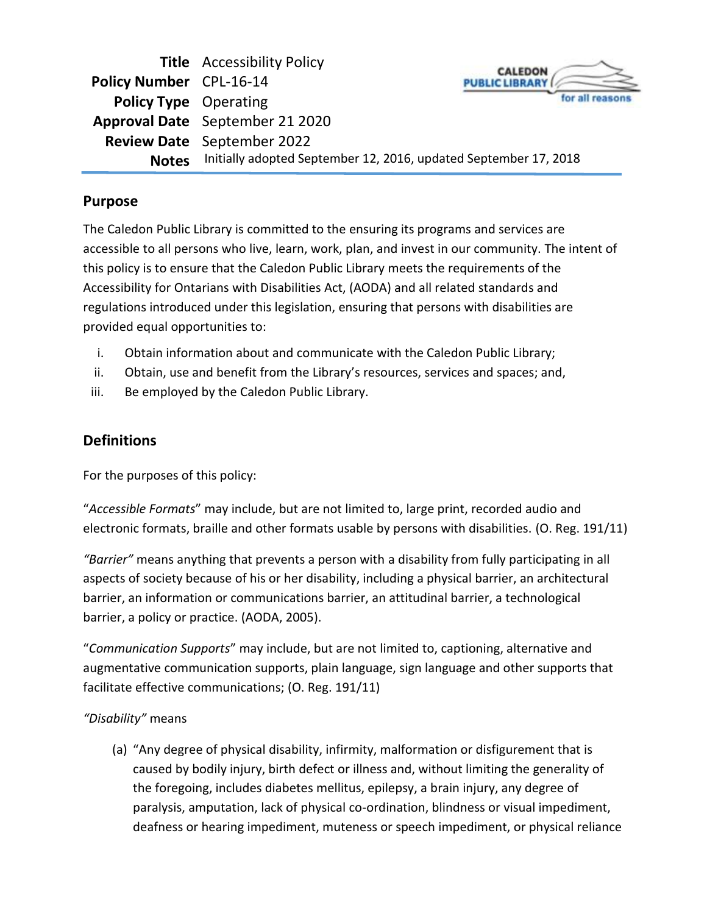| | |
|---|---|
| **Title** | Accessibility Policy |
| **Policy Number** | CPL-16-14 |
| **Policy Type** | Operating |
| **Approval Date** | September 21 2020 |
| **Review Date** | September 2022 |
| **Notes** | Initially adopted September 12, 2016, updated September 17, 2018 |

## Purpose

The Caledon Public Library is committed to the ensuring its programs and services are accessible to all persons who live, learn, work, plan, and invest in our community. The intent of this policy is to ensure that the Caledon Public Library meets the requirements of the Accessibility for Ontarians with Disabilities Act, (AODA) and all related standards and regulations introduced under this legislation, ensuring that persons with disabilities are provided equal opportunities to:

i. Obtain information about and communicate with the Caledon Public Library;
ii. Obtain, use and benefit from the Library's resources, services and spaces; and,
iii. Be employed by the Caledon Public Library.

## Definitions

For the purposes of this policy:

"*Accessible Formats*" may include, but are not limited to, large print, recorded audio and electronic formats, braille and other formats usable by persons with disabilities. (O. Reg. 191/11)

*"Barrier"* means anything that prevents a person with a disability from fully participating in all aspects of society because of his or her disability, including a physical barrier, an architectural barrier, an information or communications barrier, an attitudinal barrier, a technological barrier, a policy or practice. (AODA, 2005).

"*Communication Supports*" may include, but are not limited to, captioning, alternative and augmentative communication supports, plain language, sign language and other supports that facilitate effective communications; (O. Reg. 191/11)

*"Disability"* means

(a) "Any degree of physical disability, infirmity, malformation or disfigurement that is caused by bodily injury, birth defect or illness and, without limiting the generality of the foregoing, includes diabetes mellitus, epilepsy, a brain injury, any degree of paralysis, amputation, lack of physical co-ordination, blindness or visual impediment, deafness or hearing impediment, muteness or speech impediment, or physical reliance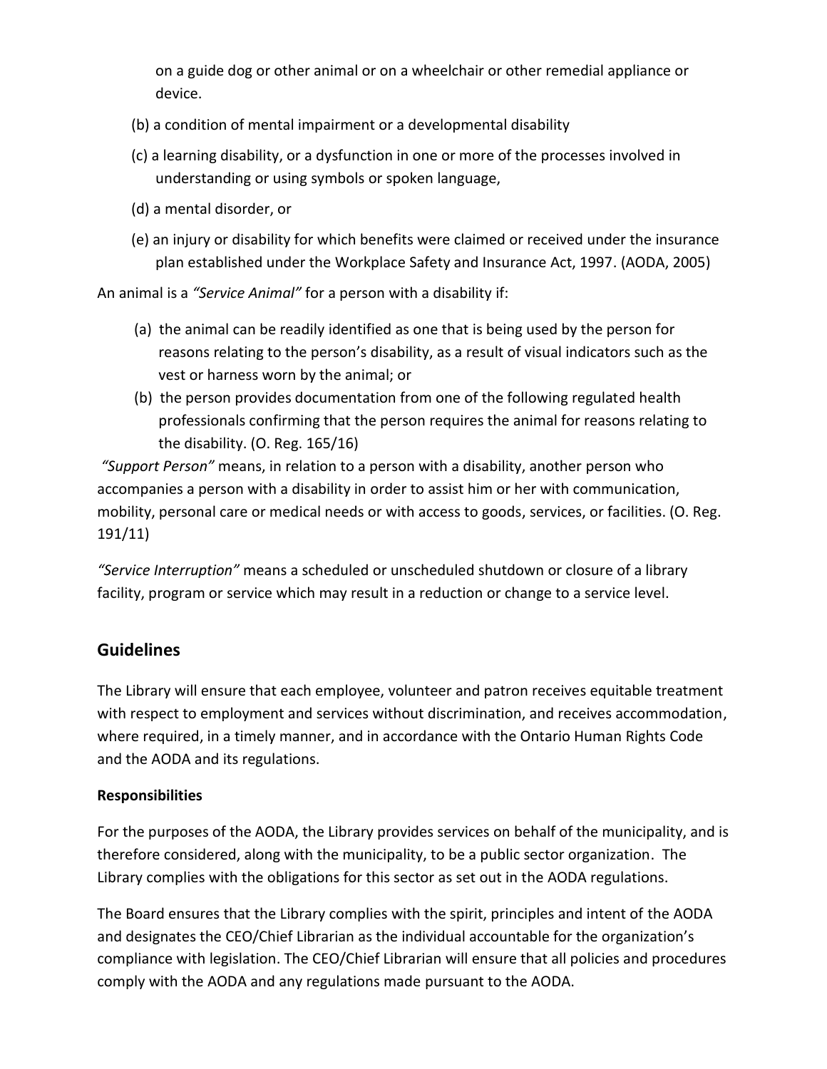on a guide dog or other animal or on a wheelchair or other remedial appliance or device.

(b) a condition of mental impairment or a developmental disability

(c) a learning disability, or a dysfunction in one or more of the processes involved in understanding or using symbols or spoken language,

(d) a mental disorder, or

(e) an injury or disability for which benefits were claimed or received under the insurance plan established under the Workplace Safety and Insurance Act, 1997. (AODA, 2005)

An animal is a *"Service Animal"* for a person with a disability if:

(a) the animal can be readily identified as one that is being used by the person for reasons relating to the person's disability, as a result of visual indicators such as the vest or harness worn by the animal; or

(b) the person provides documentation from one of the following regulated health professionals confirming that the person requires the animal for reasons relating to the disability. (O. Reg. 165/16)

*"Support Person"* means, in relation to a person with a disability, another person who accompanies a person with a disability in order to assist him or her with communication, mobility, personal care or medical needs or with access to goods, services, or facilities. (O. Reg. 191/11)

*"Service Interruption"* means a scheduled or unscheduled shutdown or closure of a library facility, program or service which may result in a reduction or change to a service level.

## Guidelines

The Library will ensure that each employee, volunteer and patron receives equitable treatment with respect to employment and services without discrimination, and receives accommodation, where required, in a timely manner, and in accordance with the Ontario Human Rights Code and the AODA and its regulations.

**Responsibilities**

For the purposes of the AODA, the Library provides services on behalf of the municipality, and is therefore considered, along with the municipality, to be a public sector organization. The Library complies with the obligations for this sector as set out in the AODA regulations.

The Board ensures that the Library complies with the spirit, principles and intent of the AODA and designates the CEO/Chief Librarian as the individual accountable for the organization's compliance with legislation. The CEO/Chief Librarian will ensure that all policies and procedures comply with the AODA and any regulations made pursuant to the AODA.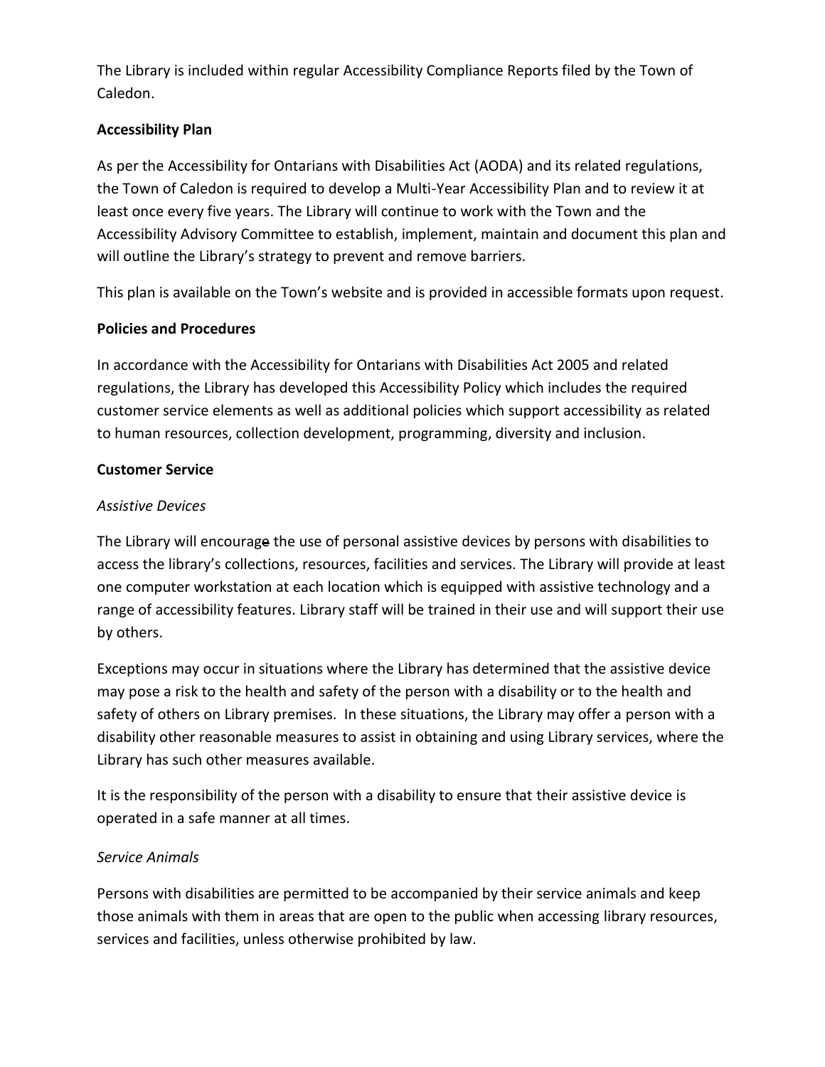The Library is included within regular Accessibility Compliance Reports filed by the Town of Caledon.

**Accessibility Plan**

As per the Accessibility for Ontarians with Disabilities Act (AODA) and its related regulations, the Town of Caledon is required to develop a Multi-Year Accessibility Plan and to review it at least once every five years. The Library will continue to work with the Town and the Accessibility Advisory Committee to establish, implement, maintain and document this plan and will outline the Library's strategy to prevent and remove barriers.

This plan is available on the Town's website and is provided in accessible formats upon request.

**Policies and Procedures**

In accordance with the Accessibility for Ontarians with Disabilities Act 2005 and related regulations, the Library has developed this Accessibility Policy which includes the required customer service elements as well as additional policies which support accessibility as related to human resources, collection development, programming, diversity and inclusion.

**Customer Service**

*Assistive Devices*

The Library will encourage the use of personal assistive devices by persons with disabilities to access the library's collections, resources, facilities and services. The Library will provide at least one computer workstation at each location which is equipped with assistive technology and a range of accessibility features. Library staff will be trained in their use and will support their use by others.

Exceptions may occur in situations where the Library has determined that the assistive device may pose a risk to the health and safety of the person with a disability or to the health and safety of others on Library premises. In these situations, the Library may offer a person with a disability other reasonable measures to assist in obtaining and using Library services, where the Library has such other measures available.

It is the responsibility of the person with a disability to ensure that their assistive device is operated in a safe manner at all times.

*Service Animals*

Persons with disabilities are permitted to be accompanied by their service animals and keep those animals with them in areas that are open to the public when accessing library resources, services and facilities, unless otherwise prohibited by law.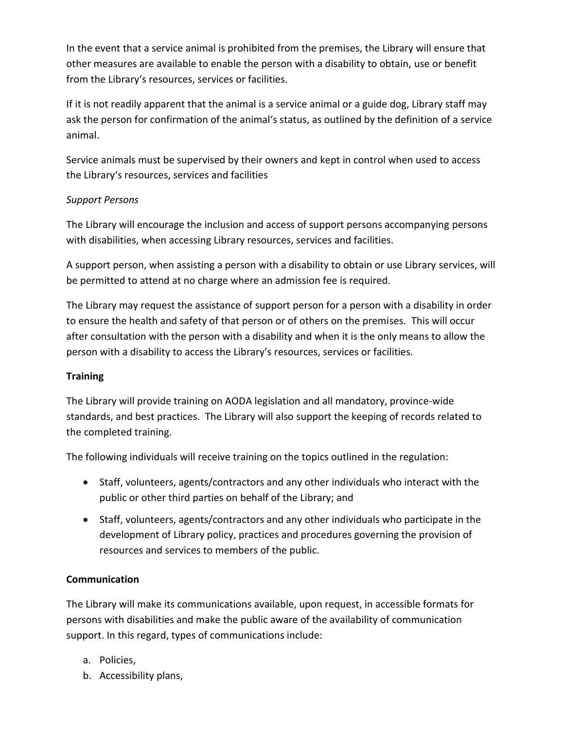In the event that a service animal is prohibited from the premises, the Library will ensure that other measures are available to enable the person with a disability to obtain, use or benefit from the Library‘s resources, services or facilities.

If it is not readily apparent that the animal is a service animal or a guide dog, Library staff may ask the person for confirmation of the animal‘s status, as outlined by the definition of a service animal.

Service animals must be supervised by their owners and kept in control when used to access the Library‘s resources, services and facilities

*Support Persons*

The Library will encourage the inclusion and access of support persons accompanying persons with disabilities, when accessing Library resources, services and facilities.

A support person, when assisting a person with a disability to obtain or use Library services, will be permitted to attend at no charge where an admission fee is required.

The Library may request the assistance of support person for a person with a disability in order to ensure the health and safety of that person or of others on the premises. This will occur after consultation with the person with a disability and when it is the only means to allow the person with a disability to access the Library's resources, services or facilities.

**Training**

The Library will provide training on AODA legislation and all mandatory, province-wide standards, and best practices. The Library will also support the keeping of records related to the completed training.

The following individuals will receive training on the topics outlined in the regulation:

- Staff, volunteers, agents/contractors and any other individuals who interact with the public or other third parties on behalf of the Library; and
- Staff, volunteers, agents/contractors and any other individuals who participate in the development of Library policy, practices and procedures governing the provision of resources and services to members of the public.

**Communication**

The Library will make its communications available, upon request, in accessible formats for persons with disabilities and make the public aware of the availability of communication support. In this regard, types of communications include:

a. Policies,
b. Accessibility plans,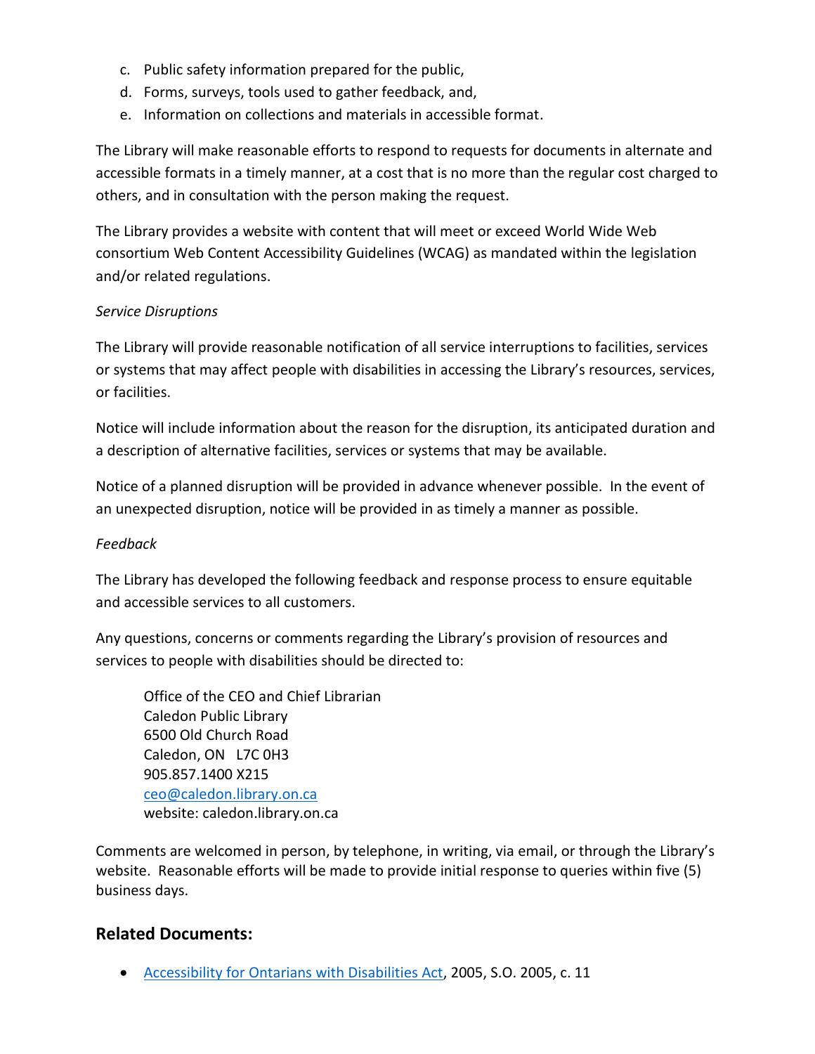c. Public safety information prepared for the public,
d. Forms, surveys, tools used to gather feedback, and,
e. Information on collections and materials in accessible format.

The Library will make reasonable efforts to respond to requests for documents in alternate and accessible formats in a timely manner, at a cost that is no more than the regular cost charged to others, and in consultation with the person making the request.

The Library provides a website with content that will meet or exceed World Wide Web consortium Web Content Accessibility Guidelines (WCAG) as mandated within the legislation and/or related regulations.

*Service Disruptions*

The Library will provide reasonable notification of all service interruptions to facilities, services or systems that may affect people with disabilities in accessing the Library's resources, services, or facilities.

Notice will include information about the reason for the disruption, its anticipated duration and a description of alternative facilities, services or systems that may be available.

Notice of a planned disruption will be provided in advance whenever possible. In the event of an unexpected disruption, notice will be provided in as timely a manner as possible.

*Feedback*

The Library has developed the following feedback and response process to ensure equitable and accessible services to all customers.

Any questions, concerns or comments regarding the Library's provision of resources and services to people with disabilities should be directed to:

> Office of the CEO and Chief Librarian
> Caledon Public Library
> 6500 Old Church Road
> Caledon, ON L7C 0H3
> 905.857.1400 X215
> [ceo@caledon.library.on.ca](mailto:ceo@caledon.library.on.ca)
> website: caledon.library.on.ca

Comments are welcomed in person, by telephone, in writing, via email, or through the Library's website. Reasonable efforts will be made to provide initial response to queries within five (5) business days.

## Related Documents:

- Accessibility for Ontarians with Disabilities Act, 2005, S.O. 2005, c. 11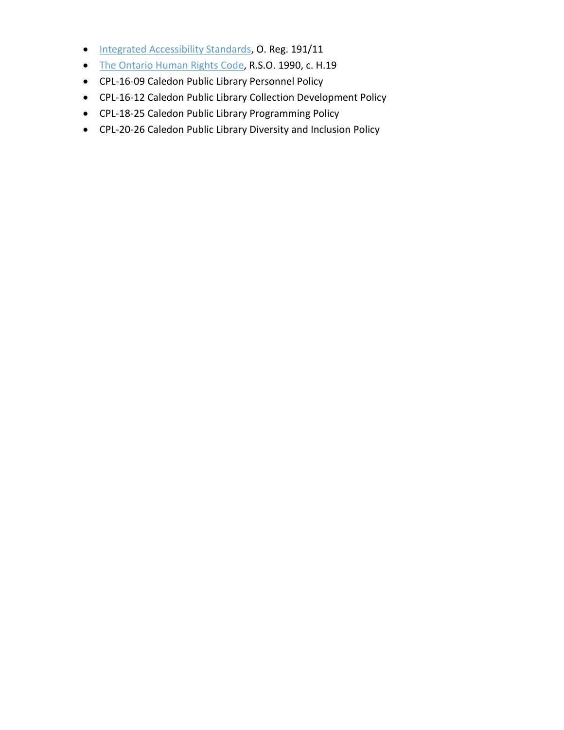- Integrated Accessibility Standards, O. Reg. 191/11
- The Ontario Human Rights Code, R.S.O. 1990, c. H.19
- CPL-16-09 Caledon Public Library Personnel Policy
- CPL-16-12 Caledon Public Library Collection Development Policy
- CPL-18-25 Caledon Public Library Programming Policy
- CPL-20-26 Caledon Public Library Diversity and Inclusion Policy